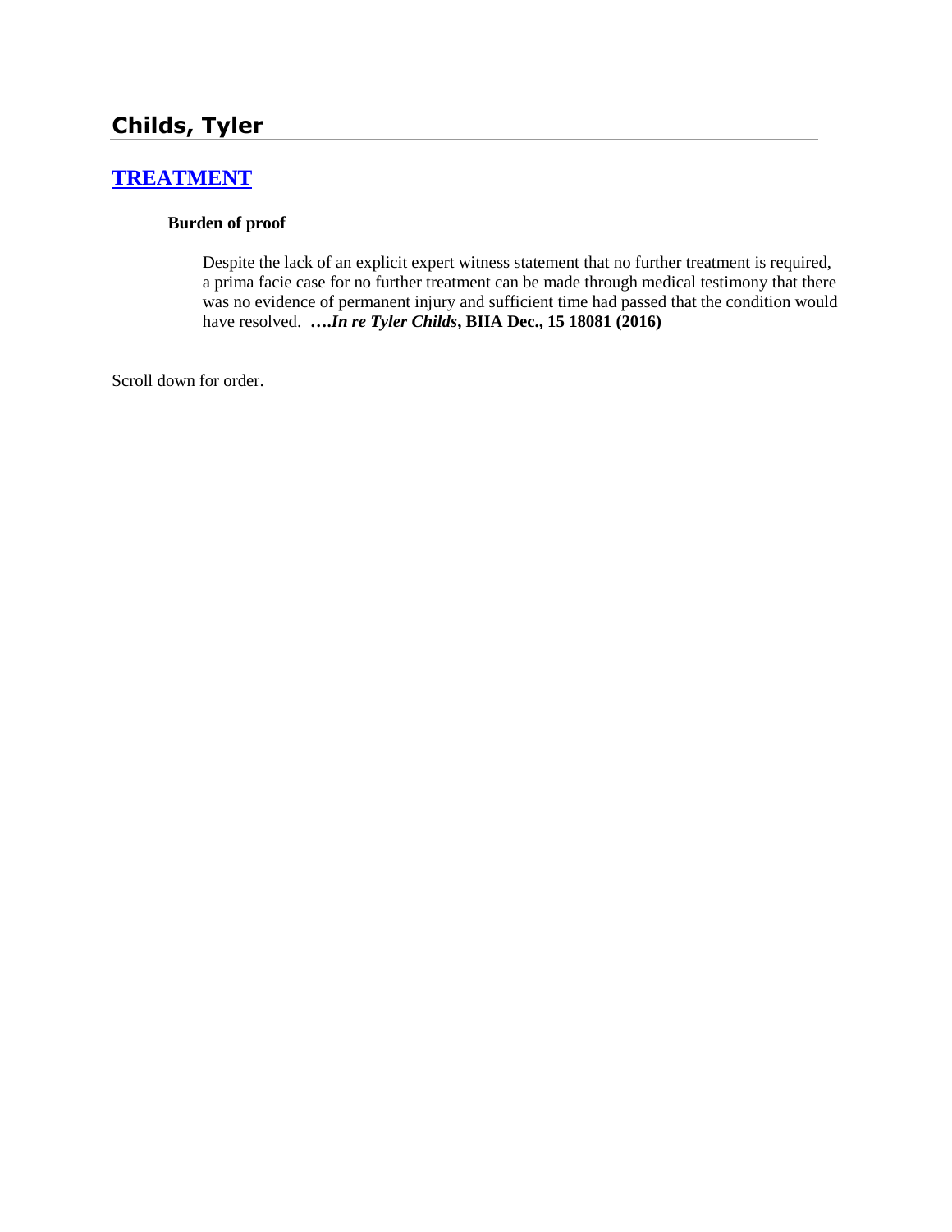# Childs, Tyler

## [TREATMENT]

### Burden of proof

Despite the lack of an explicit expert witness statement that no further treatment is required, a prima facie case for no further treatment can be made through medical testimony that there was no evidence of permanent injury and sufficient time had passed that the condition would have resolved. **….*In re Tyler Childs*, BIIA Dec., 15 18081 (2016)**

Scroll down for order.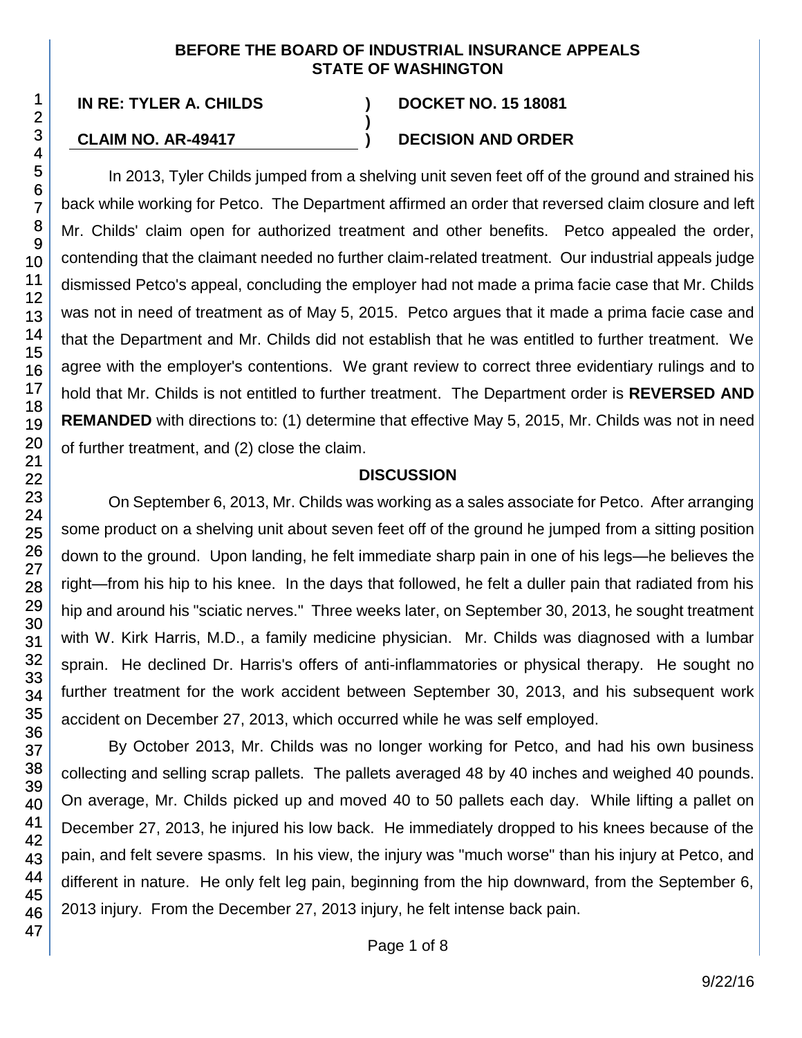**BEFORE THE BOARD OF INDUSTRIAL INSURANCE APPEALS**
**STATE OF WASHINGTON**

| | | |
|---|---|---|
| **IN RE: TYLER A. CHILDS** | **)** | **DOCKET NO. 15 18081** |
| | **)** | |
| **CLAIM NO. AR-49417** | **)** | **DECISION AND ORDER** |

In 2013, Tyler Childs jumped from a shelving unit seven feet off of the ground and strained his back while working for Petco. The Department affirmed an order that reversed claim closure and left Mr. Childs' claim open for authorized treatment and other benefits. Petco appealed the order, contending that the claimant needed no further claim-related treatment. Our industrial appeals judge dismissed Petco's appeal, concluding the employer had not made a prima facie case that Mr. Childs was not in need of treatment as of May 5, 2015. Petco argues that it made a prima facie case and that the Department and Mr. Childs did not establish that he was entitled to further treatment. We agree with the employer's contentions. We grant review to correct three evidentiary rulings and to hold that Mr. Childs is not entitled to further treatment. The Department order is **REVERSED AND REMANDED** with directions to: (1) determine that effective May 5, 2015, Mr. Childs was not in need of further treatment, and (2) close the claim.

## DISCUSSION

On September 6, 2013, Mr. Childs was working as a sales associate for Petco. After arranging some product on a shelving unit about seven feet off of the ground he jumped from a sitting position down to the ground. Upon landing, he felt immediate sharp pain in one of his legs—he believes the right—from his hip to his knee. In the days that followed, he felt a duller pain that radiated from his hip and around his "sciatic nerves." Three weeks later, on September 30, 2013, he sought treatment with W. Kirk Harris, M.D., a family medicine physician. Mr. Childs was diagnosed with a lumbar sprain. He declined Dr. Harris's offers of anti-inflammatories or physical therapy. He sought no further treatment for the work accident between September 30, 2013, and his subsequent work accident on December 27, 2013, which occurred while he was self employed.

By October 2013, Mr. Childs was no longer working for Petco, and had his own business collecting and selling scrap pallets. The pallets averaged 48 by 40 inches and weighed 40 pounds. On average, Mr. Childs picked up and moved 40 to 50 pallets each day. While lifting a pallet on December 27, 2013, he injured his low back. He immediately dropped to his knees because of the pain, and felt severe spasms. In his view, the injury was "much worse" than his injury at Petco, and different in nature. He only felt leg pain, beginning from the hip downward, from the September 6, 2013 injury. From the December 27, 2013 injury, he felt intense back pain.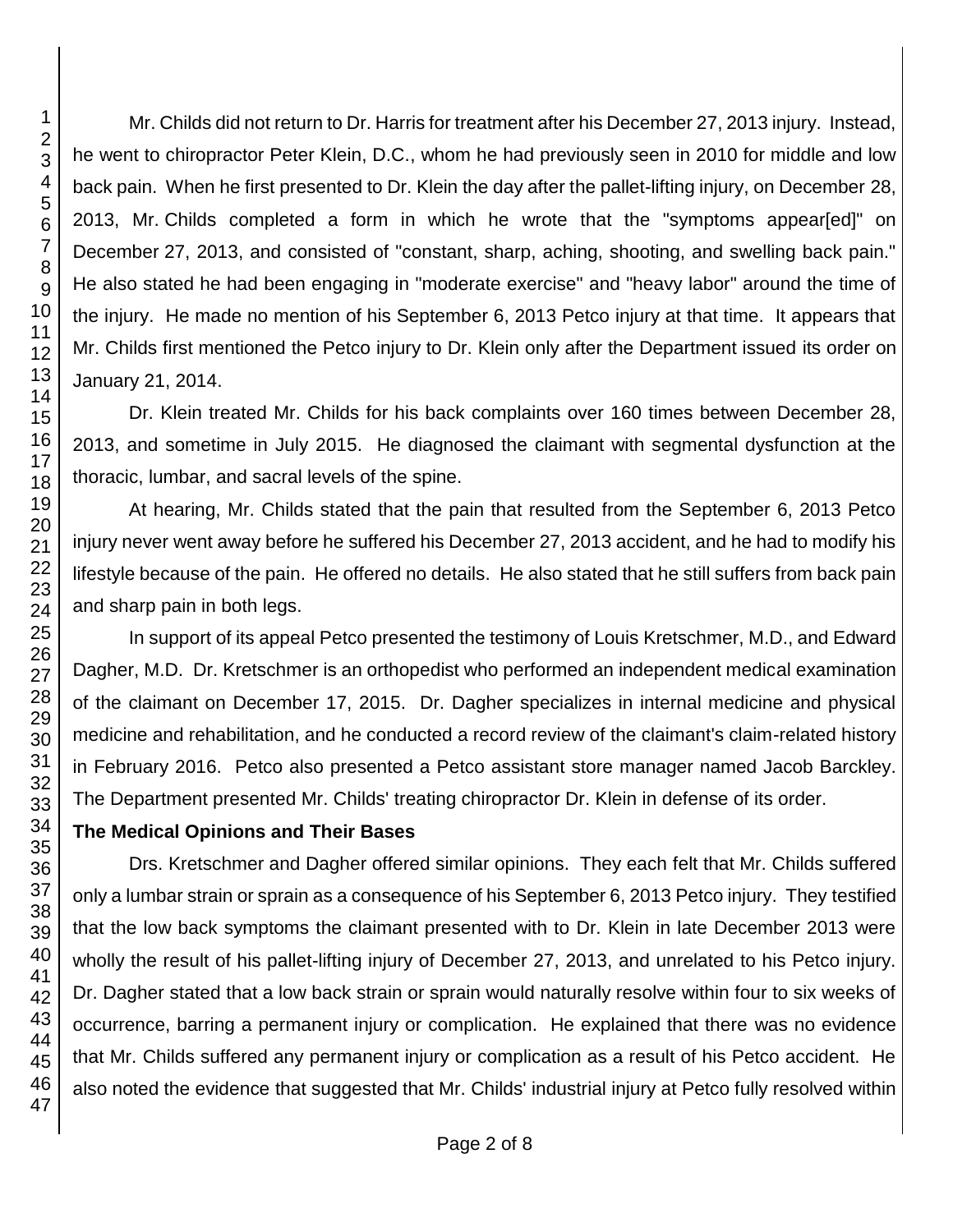Mr. Childs did not return to Dr. Harris for treatment after his December 27, 2013 injury. Instead, he went to chiropractor Peter Klein, D.C., whom he had previously seen in 2010 for middle and low back pain. When he first presented to Dr. Klein the day after the pallet-lifting injury, on December 28, 2013, Mr. Childs completed a form in which he wrote that the "symptoms appear[ed]" on December 27, 2013, and consisted of "constant, sharp, aching, shooting, and swelling back pain." He also stated he had been engaging in "moderate exercise" and "heavy labor" around the time of the injury. He made no mention of his September 6, 2013 Petco injury at that time. It appears that Mr. Childs first mentioned the Petco injury to Dr. Klein only after the Department issued its order on January 21, 2014.

Dr. Klein treated Mr. Childs for his back complaints over 160 times between December 28, 2013, and sometime in July 2015. He diagnosed the claimant with segmental dysfunction at the thoracic, lumbar, and sacral levels of the spine.

At hearing, Mr. Childs stated that the pain that resulted from the September 6, 2013 Petco injury never went away before he suffered his December 27, 2013 accident, and he had to modify his lifestyle because of the pain. He offered no details. He also stated that he still suffers from back pain and sharp pain in both legs.

In support of its appeal Petco presented the testimony of Louis Kretschmer, M.D., and Edward Dagher, M.D. Dr. Kretschmer is an orthopedist who performed an independent medical examination of the claimant on December 17, 2015. Dr. Dagher specializes in internal medicine and physical medicine and rehabilitation, and he conducted a record review of the claimant's claim-related history in February 2016. Petco also presented a Petco assistant store manager named Jacob Barckley. The Department presented Mr. Childs' treating chiropractor Dr. Klein in defense of its order.

**The Medical Opinions and Their Bases**

Drs. Kretschmer and Dagher offered similar opinions. They each felt that Mr. Childs suffered only a lumbar strain or sprain as a consequence of his September 6, 2013 Petco injury. They testified that the low back symptoms the claimant presented with to Dr. Klein in late December 2013 were wholly the result of his pallet-lifting injury of December 27, 2013, and unrelated to his Petco injury. Dr. Dagher stated that a low back strain or sprain would naturally resolve within four to six weeks of occurrence, barring a permanent injury or complication. He explained that there was no evidence that Mr. Childs suffered any permanent injury or complication as a result of his Petco accident. He also noted the evidence that suggested that Mr. Childs' industrial injury at Petco fully resolved within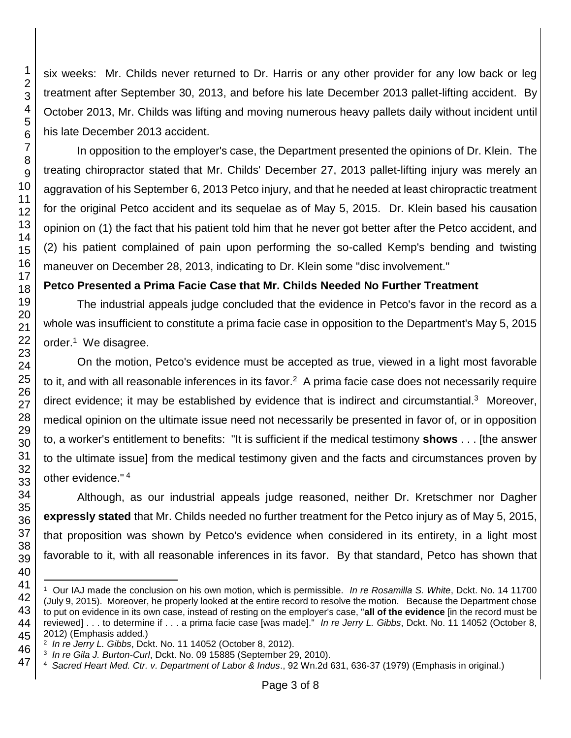six weeks: Mr. Childs never returned to Dr. Harris or any other provider for any low back or leg treatment after September 30, 2013, and before his late December 2013 pallet-lifting accident. By October 2013, Mr. Childs was lifting and moving numerous heavy pallets daily without incident until his late December 2013 accident.

In opposition to the employer's case, the Department presented the opinions of Dr. Klein. The treating chiropractor stated that Mr. Childs' December 27, 2013 pallet-lifting injury was merely an aggravation of his September 6, 2013 Petco injury, and that he needed at least chiropractic treatment for the original Petco accident and its sequelae as of May 5, 2015. Dr. Klein based his causation opinion on (1) the fact that his patient told him that he never got better after the Petco accident, and (2) his patient complained of pain upon performing the so-called Kemp's bending and twisting maneuver on December 28, 2013, indicating to Dr. Klein some "disc involvement."

**Petco Presented a Prima Facie Case that Mr. Childs Needed No Further Treatment**

The industrial appeals judge concluded that the evidence in Petco's favor in the record as a whole was insufficient to constitute a prima facie case in opposition to the Department's May 5, 2015 order.[1] We disagree.

On the motion, Petco's evidence must be accepted as true, viewed in a light most favorable to it, and with all reasonable inferences in its favor.[2] A prima facie case does not necessarily require direct evidence; it may be established by evidence that is indirect and circumstantial.[3] Moreover, medical opinion on the ultimate issue need not necessarily be presented in favor of, or in opposition to, a worker's entitlement to benefits: "It is sufficient if the medical testimony **shows** . . . [the answer to the ultimate issue] from the medical testimony given and the facts and circumstances proven by other evidence."[4]

Although, as our industrial appeals judge reasoned, neither Dr. Kretschmer nor Dagher **expressly stated** that Mr. Childs needed no further treatment for the Petco injury as of May 5, 2015, that proposition was shown by Petco's evidence when considered in its entirety, in a light most favorable to it, with all reasonable inferences in its favor. By that standard, Petco has shown that

---

[1] Our IAJ made the conclusion on his own motion, which is permissible. *In re Rosamilla S. White*, Dckt. No. 14 11700 (July 9, 2015). Moreover, he properly looked at the entire record to resolve the motion. Because the Department chose to put on evidence in its own case, instead of resting on the employer's case, "**all of the evidence** [in the record must be reviewed] . . . to determine if . . . a prima facie case [was made]." *In re Jerry L. Gibbs*, Dckt. No. 11 14052 (October 8, 2012) (Emphasis added.)

[2] *In re Jerry L. Gibbs*, Dckt. No. 11 14052 (October 8, 2012).

[3] *In re Gila J. Burton-Curl*, Dckt. No. 09 15885 (September 29, 2010).

[4] *Sacred Heart Med. Ctr. v. Department of Labor & Indus*., 92 Wn.2d 631, 636-37 (1979) (Emphasis in original.)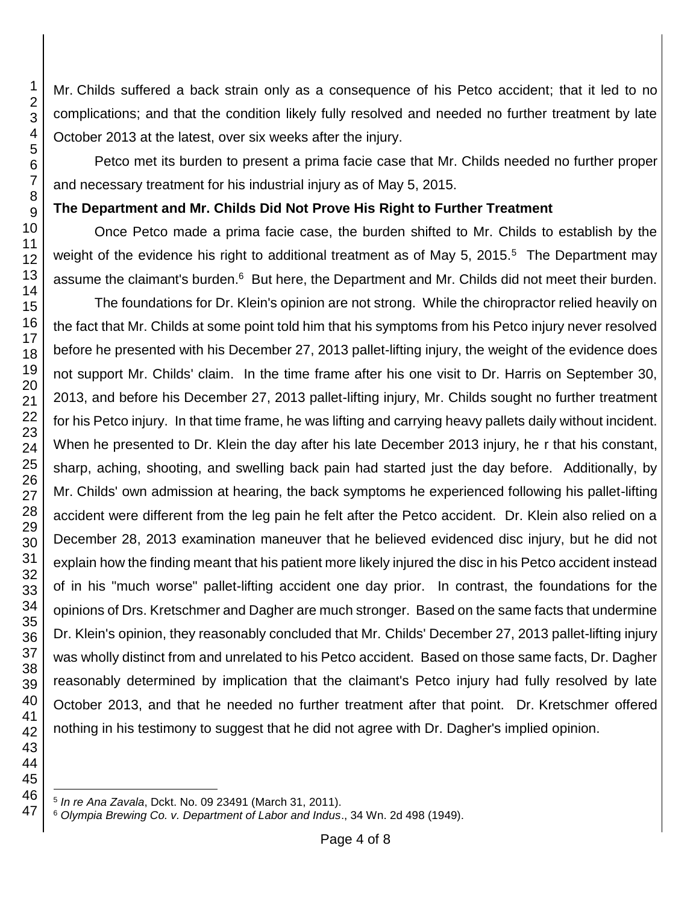Mr. Childs suffered a back strain only as a consequence of his Petco accident; that it led to no complications; and that the condition likely fully resolved and needed no further treatment by late October 2013 at the latest, over six weeks after the injury.

Petco met its burden to present a prima facie case that Mr. Childs needed no further proper and necessary treatment for his industrial injury as of May 5, 2015.

**The Department and Mr. Childs Did Not Prove His Right to Further Treatment**

Once Petco made a prima facie case, the burden shifted to Mr. Childs to establish by the weight of the evidence his right to additional treatment as of May 5, 2015.[5] The Department may assume the claimant's burden.[6] But here, the Department and Mr. Childs did not meet their burden.

The foundations for Dr. Klein's opinion are not strong. While the chiropractor relied heavily on the fact that Mr. Childs at some point told him that his symptoms from his Petco injury never resolved before he presented with his December 27, 2013 pallet-lifting injury, the weight of the evidence does not support Mr. Childs' claim. In the time frame after his one visit to Dr. Harris on September 30, 2013, and before his December 27, 2013 pallet-lifting injury, Mr. Childs sought no further treatment for his Petco injury. In that time frame, he was lifting and carrying heavy pallets daily without incident. When he presented to Dr. Klein the day after his late December 2013 injury, he r that his constant, sharp, aching, shooting, and swelling back pain had started just the day before. Additionally, by Mr. Childs' own admission at hearing, the back symptoms he experienced following his pallet-lifting accident were different from the leg pain he felt after the Petco accident. Dr. Klein also relied on a December 28, 2013 examination maneuver that he believed evidenced disc injury, but he did not explain how the finding meant that his patient more likely injured the disc in his Petco accident instead of in his "much worse" pallet-lifting accident one day prior. In contrast, the foundations for the opinions of Drs. Kretschmer and Dagher are much stronger. Based on the same facts that undermine Dr. Klein's opinion, they reasonably concluded that Mr. Childs' December 27, 2013 pallet-lifting injury was wholly distinct from and unrelated to his Petco accident. Based on those same facts, Dr. Dagher reasonably determined by implication that the claimant's Petco injury had fully resolved by late October 2013, and that he needed no further treatment after that point. Dr. Kretschmer offered nothing in his testimony to suggest that he did not agree with Dr. Dagher's implied opinion.

---

[5] *In re Ana Zavala*, Dckt. No. 09 23491 (March 31, 2011).

[6] *Olympia Brewing Co. v. Department of Labor and Indus*., 34 Wn. 2d 498 (1949).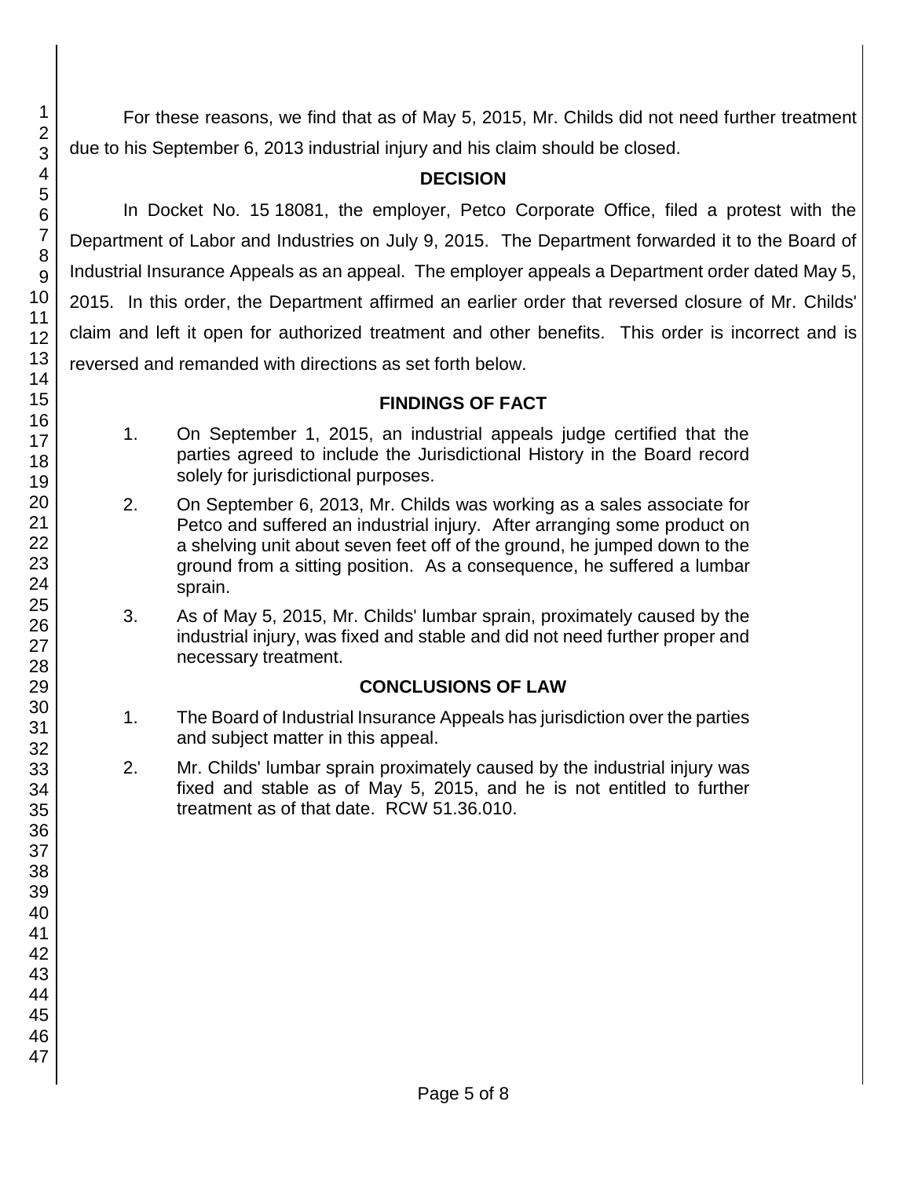For these reasons, we find that as of May 5, 2015, Mr. Childs did not need further treatment due to his September 6, 2013 industrial injury and his claim should be closed.

## DECISION

In Docket No. 15 18081, the employer, Petco Corporate Office, filed a protest with the Department of Labor and Industries on July 9, 2015. The Department forwarded it to the Board of Industrial Insurance Appeals as an appeal. The employer appeals a Department order dated May 5, 2015. In this order, the Department affirmed an earlier order that reversed closure of Mr. Childs' claim and left it open for authorized treatment and other benefits. This order is incorrect and is reversed and remanded with directions as set forth below.

## FINDINGS OF FACT

1. On September 1, 2015, an industrial appeals judge certified that the parties agreed to include the Jurisdictional History in the Board record solely for jurisdictional purposes.

2. On September 6, 2013, Mr. Childs was working as a sales associate for Petco and suffered an industrial injury. After arranging some product on a shelving unit about seven feet off of the ground, he jumped down to the ground from a sitting position. As a consequence, he suffered a lumbar sprain.

3. As of May 5, 2015, Mr. Childs' lumbar sprain, proximately caused by the industrial injury, was fixed and stable and did not need further proper and necessary treatment.

## CONCLUSIONS OF LAW

1. The Board of Industrial Insurance Appeals has jurisdiction over the parties and subject matter in this appeal.

2. Mr. Childs' lumbar sprain proximately caused by the industrial injury was fixed and stable as of May 5, 2015, and he is not entitled to further treatment as of that date. RCW 51.36.010.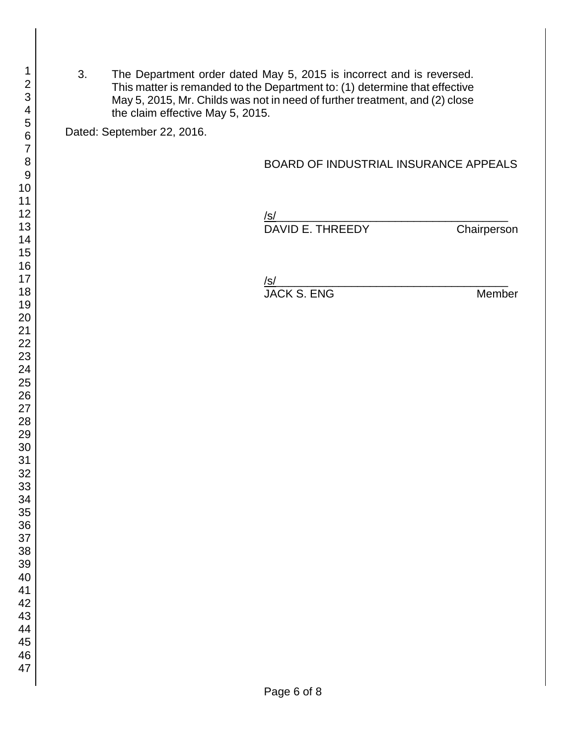3. The Department order dated May 5, 2015 is incorrect and is reversed. This matter is remanded to the Department to: (1) determine that effective May 5, 2015, Mr. Childs was not in need of further treatment, and (2) close the claim effective May 5, 2015.

Dated: September 22, 2016.

BOARD OF INDUSTRIAL INSURANCE APPEALS

/s/\_\_\_\_\_\_\_\_\_\_\_\_\_\_\_\_\_\_\_\_\_\_\_\_\_\_\_\_\_\_\_\_\_\_\_\_\_\_
DAVID E. THREEDY Chairperson

/s/\_\_\_\_\_\_\_\_\_\_\_\_\_\_\_\_\_\_\_\_\_\_\_\_\_\_\_\_\_\_\_\_\_\_\_\_\_\_
JACK S. ENG Member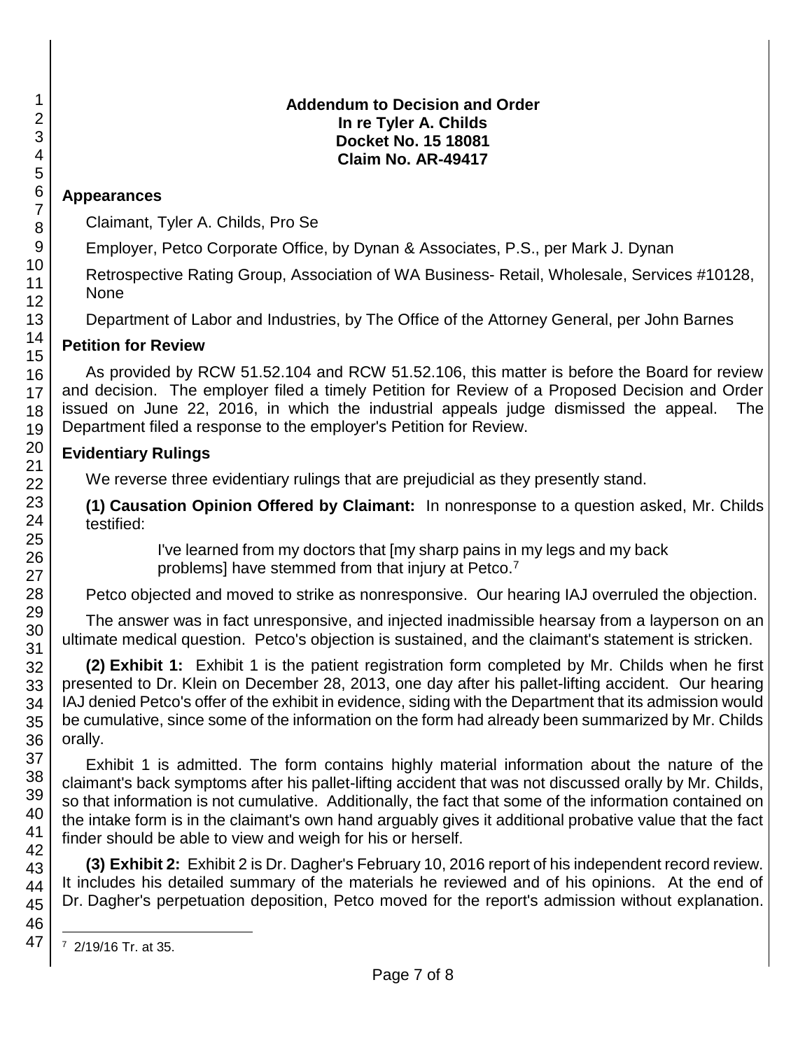**Addendum to Decision and Order**
**In re Tyler A. Childs**
**Docket No. 15 18081**
**Claim No. AR-49417**

## Appearances

Claimant, Tyler A. Childs, Pro Se

Employer, Petco Corporate Office, by Dynan & Associates, P.S., per Mark J. Dynan

Retrospective Rating Group, Association of WA Business- Retail, Wholesale, Services #10128, None

Department of Labor and Industries, by The Office of the Attorney General, per John Barnes

## Petition for Review

As provided by RCW 51.52.104 and RCW 51.52.106, this matter is before the Board for review and decision. The employer filed a timely Petition for Review of a Proposed Decision and Order issued on June 22, 2016, in which the industrial appeals judge dismissed the appeal. The Department filed a response to the employer's Petition for Review.

## Evidentiary Rulings

We reverse three evidentiary rulings that are prejudicial as they presently stand.

**(1) Causation Opinion Offered by Claimant:** In nonresponse to a question asked, Mr. Childs testified:

> I've learned from my doctors that [my sharp pains in my legs and my back problems] have stemmed from that injury at Petco.[7]

Petco objected and moved to strike as nonresponsive. Our hearing IAJ overruled the objection.

The answer was in fact unresponsive, and injected inadmissible hearsay from a layperson on an ultimate medical question. Petco's objection is sustained, and the claimant's statement is stricken.

**(2) Exhibit 1:** Exhibit 1 is the patient registration form completed by Mr. Childs when he first presented to Dr. Klein on December 28, 2013, one day after his pallet-lifting accident. Our hearing IAJ denied Petco's offer of the exhibit in evidence, siding with the Department that its admission would be cumulative, since some of the information on the form had already been summarized by Mr. Childs orally.

Exhibit 1 is admitted. The form contains highly material information about the nature of the claimant's back symptoms after his pallet-lifting accident that was not discussed orally by Mr. Childs, so that information is not cumulative. Additionally, the fact that some of the information contained on the intake form is in the claimant's own hand arguably gives it additional probative value that the fact finder should be able to view and weigh for his or herself.

**(3) Exhibit 2:** Exhibit 2 is Dr. Dagher's February 10, 2016 report of his independent record review. It includes his detailed summary of the materials he reviewed and of his opinions. At the end of Dr. Dagher's perpetuation deposition, Petco moved for the report's admission without explanation.

---

[7] 2/19/16 Tr. at 35.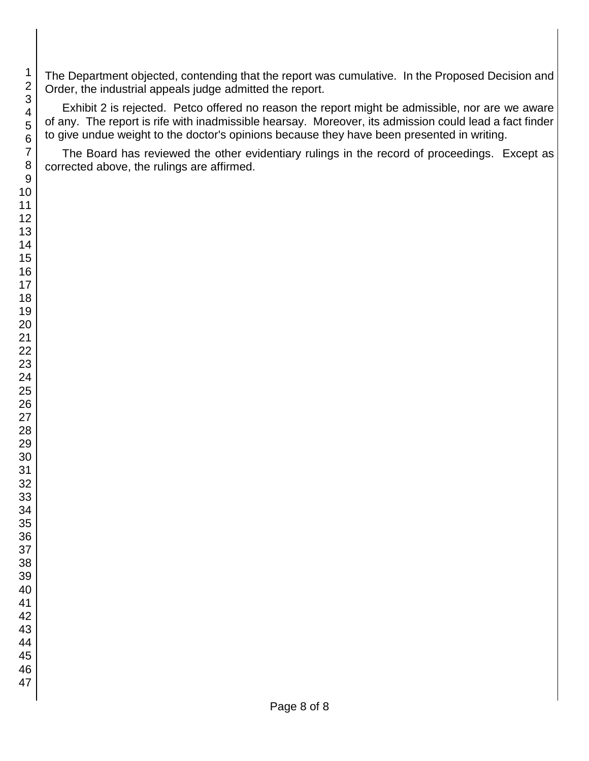The Department objected, contending that the report was cumulative. In the Proposed Decision and Order, the industrial appeals judge admitted the report.

Exhibit 2 is rejected. Petco offered no reason the report might be admissible, nor are we aware of any. The report is rife with inadmissible hearsay. Moreover, its admission could lead a fact finder to give undue weight to the doctor's opinions because they have been presented in writing.

The Board has reviewed the other evidentiary rulings in the record of proceedings. Except as corrected above, the rulings are affirmed.